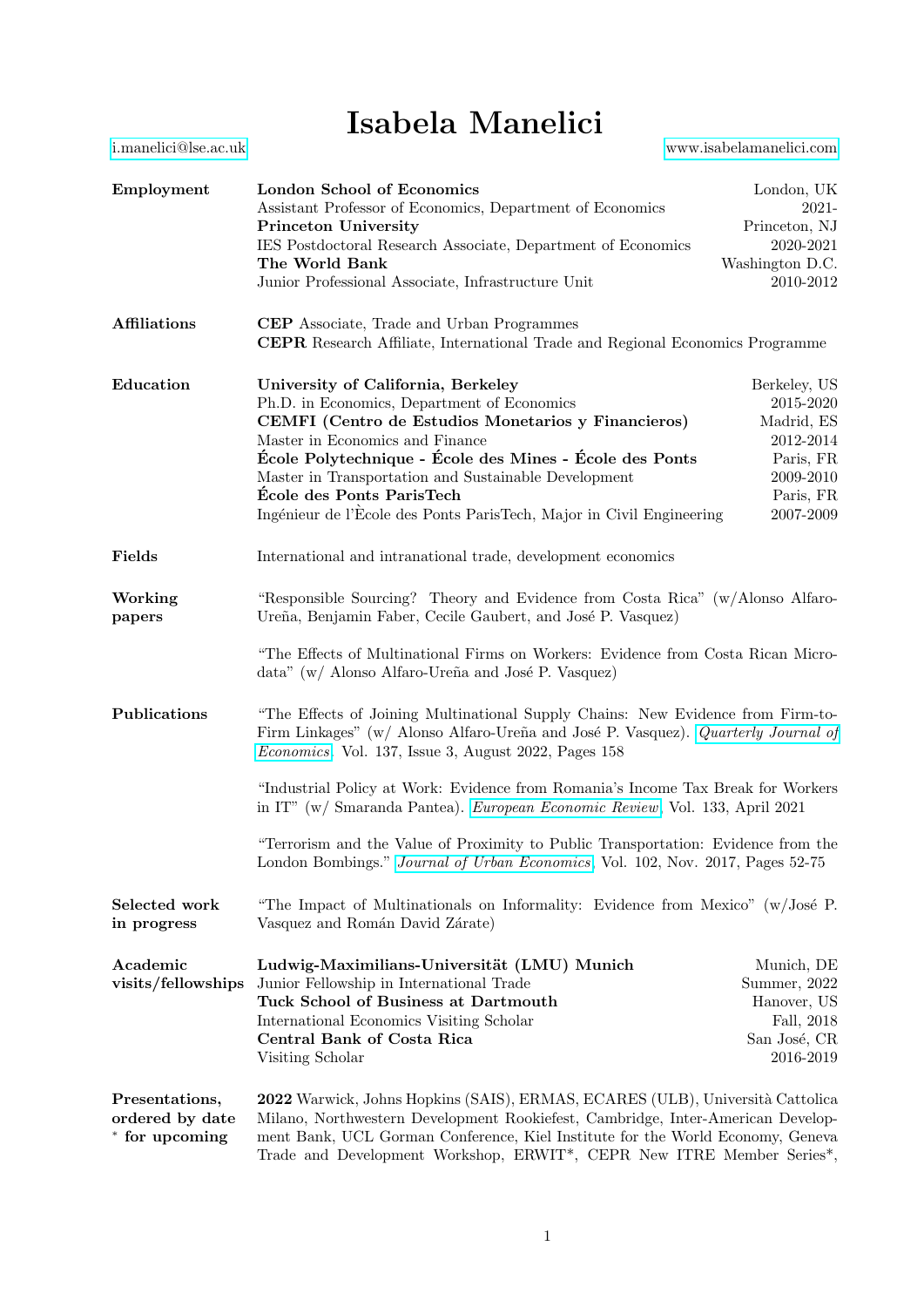# Isabela Manelici

i.manelici@lse.ac.uk | www.isabelamanelici.com

## Employment

**London School of Economics** — London, UK
Assistant Professor of Economics, Department of Economics — 2021-

**Princeton University** — Princeton, NJ
IES Postdoctoral Research Associate, Department of Economics — 2020-2021

**The World Bank** — Washington D.C.
Junior Professional Associate, Infrastructure Unit — 2010-2012

## Affiliations

**CEP** Associate, Trade and Urban Programmes

**CEPR** Research Affiliate, International Trade and Regional Economics Programme

## Education

**University of California, Berkeley** — Berkeley, US
Ph.D. in Economics, Department of Economics — 2015-2020

**CEMFI (Centro de Estudios Monetarios y Financieros)** — Madrid, ES
Master in Economics and Finance — 2012-2014

**École Polytechnique - École des Mines - École des Ponts** — Paris, FR
Master in Transportation and Sustainable Development — 2009-2010

**École des Ponts ParisTech** — Paris, FR
Ingénieur de l'Ècole des Ponts ParisTech, Major in Civil Engineering — 2007-2009

## Fields

International and intranational trade, development economics

## Working papers

"Responsible Sourcing? Theory and Evidence from Costa Rica" (w/Alonso Alfaro-Ureña, Benjamin Faber, Cecile Gaubert, and José P. Vasquez)

"The Effects of Multinational Firms on Workers: Evidence from Costa Rican Microdata" (w/ Alonso Alfaro-Ureña and José P. Vasquez)

## Publications

"The Effects of Joining Multinational Supply Chains: New Evidence from Firm-to-Firm Linkages" (w/ Alonso Alfaro-Ureña and José P. Vasquez). *Quarterly Journal of Economics*, Vol. 137, Issue 3, August 2022, Pages 158

"Industrial Policy at Work: Evidence from Romania's Income Tax Break for Workers in IT" (w/ Smaranda Pantea). *European Economic Review*, Vol. 133, April 2021

"Terrorism and the Value of Proximity to Public Transportation: Evidence from the London Bombings." *Journal of Urban Economics*, Vol. 102, Nov. 2017, Pages 52-75

## Selected work in progress

"The Impact of Multinationals on Informality: Evidence from Mexico" (w/José P. Vasquez and Román David Zárate)

## Academic visits/fellowships

**Ludwig-Maximilians-Universität (LMU) Munich** — Munich, DE
Junior Fellowship in International Trade — Summer, 2022

**Tuck School of Business at Dartmouth** — Hanover, US
International Economics Visiting Scholar — Fall, 2018

**Central Bank of Costa Rica** — San José, CR
Visiting Scholar — 2016-2019

## Presentations, ordered by date * for upcoming

**2022** Warwick, Johns Hopkins (SAIS), ERMAS, ECARES (ULB), Università Cattolica Milano, Northwestern Development Rookiefest, Cambridge, Inter-American Development Bank, UCL Gorman Conference, Kiel Institute for the World Economy, Geneva Trade and Development Workshop, ERWIT*, CEPR New ITRE Member Series*,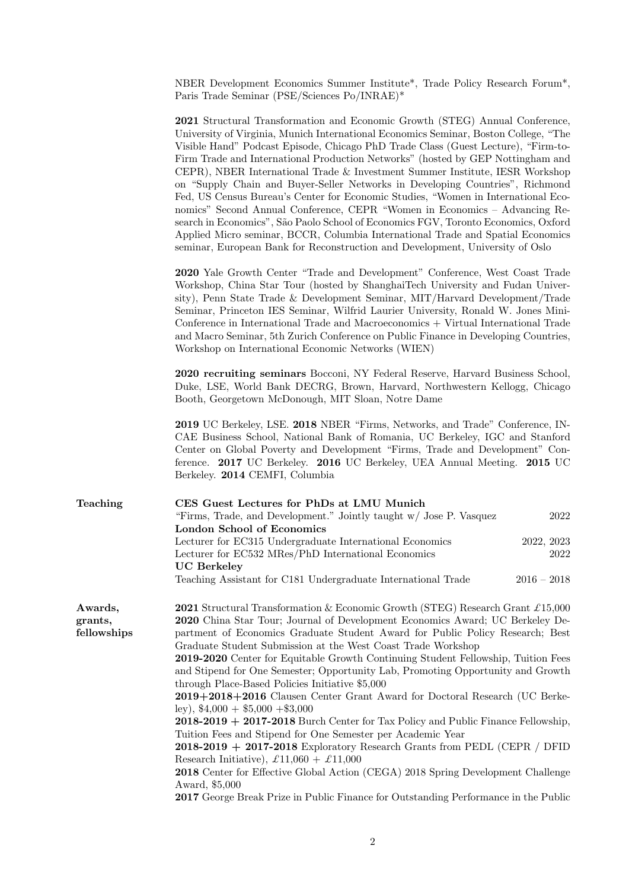NBER Development Economics Summer Institute*, Trade Policy Research Forum*, Paris Trade Seminar (PSE/Sciences Po/INRAE)*

**2021** Structural Transformation and Economic Growth (STEG) Annual Conference, University of Virginia, Munich International Economics Seminar, Boston College, "The Visible Hand" Podcast Episode, Chicago PhD Trade Class (Guest Lecture), "Firm-to-Firm Trade and International Production Networks" (hosted by GEP Nottingham and CEPR), NBER International Trade & Investment Summer Institute, IESR Workshop on "Supply Chain and Buyer-Seller Networks in Developing Countries", Richmond Fed, US Census Bureau's Center for Economic Studies, "Women in International Economics" Second Annual Conference, CEPR "Women in Economics – Advancing Research in Economics", São Paolo School of Economics FGV, Toronto Economics, Oxford Applied Micro seminar, BCCR, Columbia International Trade and Spatial Economics seminar, European Bank for Reconstruction and Development, University of Oslo

**2020** Yale Growth Center "Trade and Development" Conference, West Coast Trade Workshop, China Star Tour (hosted by ShanghaiTech University and Fudan University), Penn State Trade & Development Seminar, MIT/Harvard Development/Trade Seminar, Princeton IES Seminar, Wilfrid Laurier University, Ronald W. Jones Mini-Conference in International Trade and Macroeconomics + Virtual International Trade and Macro Seminar, 5th Zurich Conference on Public Finance in Developing Countries, Workshop on International Economic Networks (WIEN)

**2020 recruiting seminars** Bocconi, NY Federal Reserve, Harvard Business School, Duke, LSE, World Bank DECRG, Brown, Harvard, Northwestern Kellogg, Chicago Booth, Georgetown McDonough, MIT Sloan, Notre Dame

**2019** UC Berkeley, LSE. **2018** NBER "Firms, Networks, and Trade" Conference, INCAE Business School, National Bank of Romania, UC Berkeley, IGC and Stanford Center on Global Poverty and Development "Firms, Trade and Development" Conference. **2017** UC Berkeley. **2016** UC Berkeley, UEA Annual Meeting. **2015** UC Berkeley. **2014** CEMFI, Columbia

## Teaching

**CES Guest Lectures for PhDs at LMU Munich**
"Firms, Trade, and Development." Jointly taught w/ Jose P. Vasquez — 2022

**London School of Economics**
Lecturer for EC315 Undergraduate International Economics — 2022, 2023
Lecturer for EC532 MRes/PhD International Economics — 2022

**UC Berkeley**
Teaching Assistant for C181 Undergraduate International Trade — 2016 – 2018

## Awards, grants, fellowships

**2021** Structural Transformation & Economic Growth (STEG) Research Grant £15,000
**2020** China Star Tour; Journal of Development Economics Award; UC Berkeley Department of Economics Graduate Student Award for Public Policy Research; Best Graduate Student Submission at the West Coast Trade Workshop
**2019-2020** Center for Equitable Growth Continuing Student Fellowship, Tuition Fees and Stipend for One Semester; Opportunity Lab, Promoting Opportunity and Growth through Place-Based Policies Initiative $5,000
**2019+2018+2016** Clausen Center Grant Award for Doctoral Research (UC Berkeley), $4,000 + $5,000 +$3,000
**2018-2019 + 2017-2018** Burch Center for Tax Policy and Public Finance Fellowship, Tuition Fees and Stipend for One Semester per Academic Year
**2018-2019 + 2017-2018** Exploratory Research Grants from PEDL (CEPR / DFID Research Initiative), £11,060 + £11,000
**2018** Center for Effective Global Action (CEGA) 2018 Spring Development Challenge Award, $5,000
**2017** George Break Prize in Public Finance for Outstanding Performance in the Public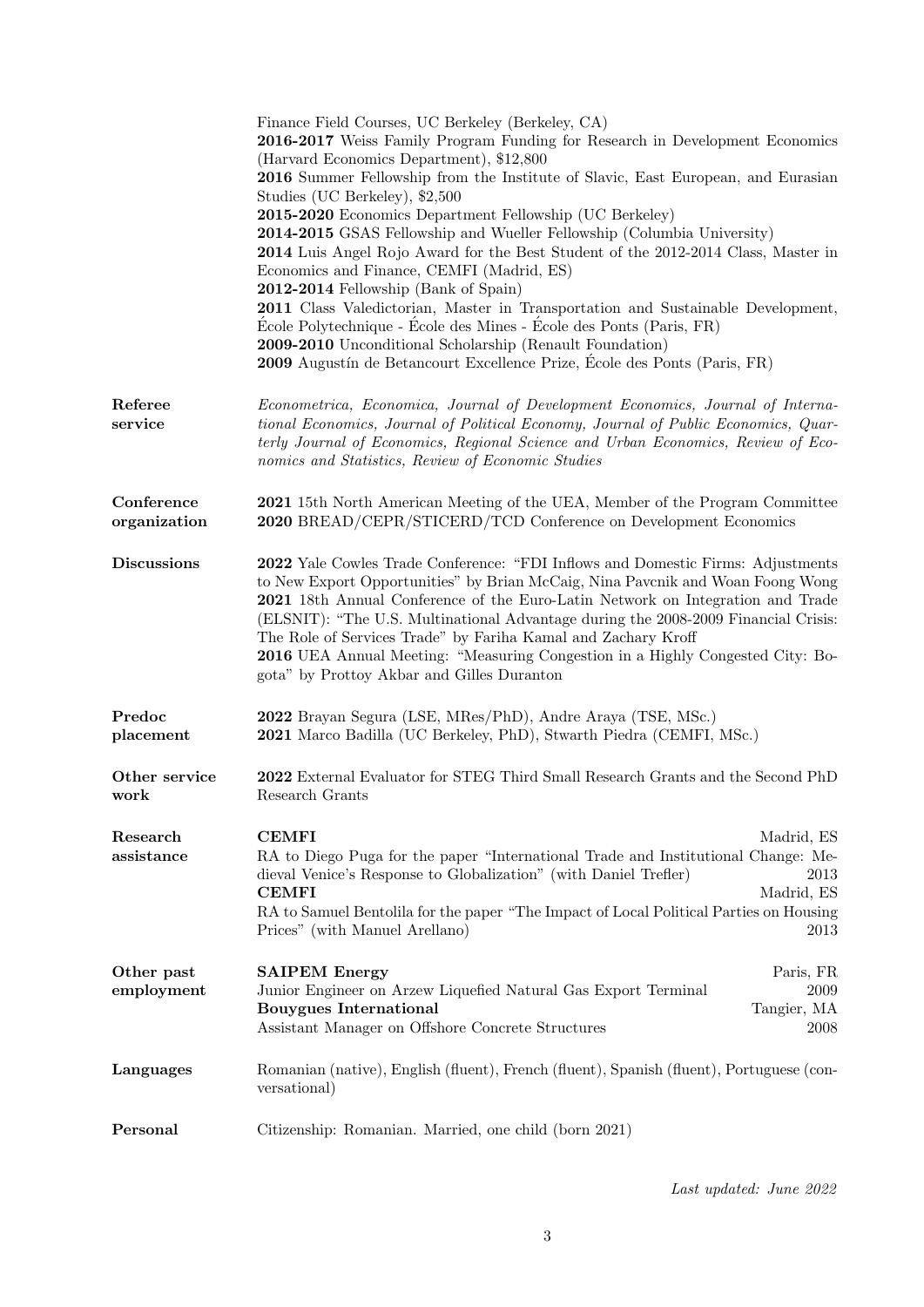Finance Field Courses, UC Berkeley (Berkeley, CA)
**2016-2017** Weiss Family Program Funding for Research in Development Economics (Harvard Economics Department), $12,800
**2016** Summer Fellowship from the Institute of Slavic, East European, and Eurasian Studies (UC Berkeley), $2,500
**2015-2020** Economics Department Fellowship (UC Berkeley)
**2014-2015** GSAS Fellowship and Wueller Fellowship (Columbia University)
**2014** Luis Angel Rojo Award for the Best Student of the 2012-2014 Class, Master in Economics and Finance, CEMFI (Madrid, ES)
**2012-2014** Fellowship (Bank of Spain)
**2011** Class Valedictorian, Master in Transportation and Sustainable Development, École Polytechnique - École des Mines - École des Ponts (Paris, FR)
**2009-2010** Unconditional Scholarship (Renault Foundation)
**2009** Augustín de Betancourt Excellence Prize, École des Ponts (Paris, FR)

**Referee service**

*Econometrica, Economica, Journal of Development Economics, Journal of International Economics, Journal of Political Economy, Journal of Public Economics, Quarterly Journal of Economics, Regional Science and Urban Economics, Review of Economics and Statistics, Review of Economic Studies*

**Conference organization**

**2021** 15th North American Meeting of the UEA, Member of the Program Committee
**2020** BREAD/CEPR/STICERD/TCD Conference on Development Economics

**Discussions**

**2022** Yale Cowles Trade Conference: "FDI Inflows and Domestic Firms: Adjustments to New Export Opportunities" by Brian McCaig, Nina Pavcnik and Woan Foong Wong
**2021** 18th Annual Conference of the Euro-Latin Network on Integration and Trade (ELSNIT): "The U.S. Multinational Advantage during the 2008-2009 Financial Crisis: The Role of Services Trade" by Fariha Kamal and Zachary Kroff
**2016** UEA Annual Meeting: "Measuring Congestion in a Highly Congested City: Bogota" by Prottoy Akbar and Gilles Duranton

**Predoc placement**

**2022** Brayan Segura (LSE, MRes/PhD), Andre Araya (TSE, MSc.)
**2021** Marco Badilla (UC Berkeley, PhD), Stwarth Piedra (CEMFI, MSc.)

**Other service work**

**2022** External Evaluator for STEG Third Small Research Grants and the Second PhD Research Grants

**Research assistance**

**CEMFI** — Madrid, ES
RA to Diego Puga for the paper "International Trade and Institutional Change: Medieval Venice's Response to Globalization" (with Daniel Trefler) — 2013

**CEMFI** — Madrid, ES
RA to Samuel Bentolila for the paper "The Impact of Local Political Parties on Housing Prices" (with Manuel Arellano) — 2013

**Other past employment**

**SAIPEM Energy** — Paris, FR
Junior Engineer on Arzew Liquefied Natural Gas Export Terminal — 2009

**Bouygues International** — Tangier, MA
Assistant Manager on Offshore Concrete Structures — 2008

**Languages**

Romanian (native), English (fluent), French (fluent), Spanish (fluent), Portuguese (conversational)

**Personal**

Citizenship: Romanian. Married, one child (born 2021)

*Last updated: June 2022*